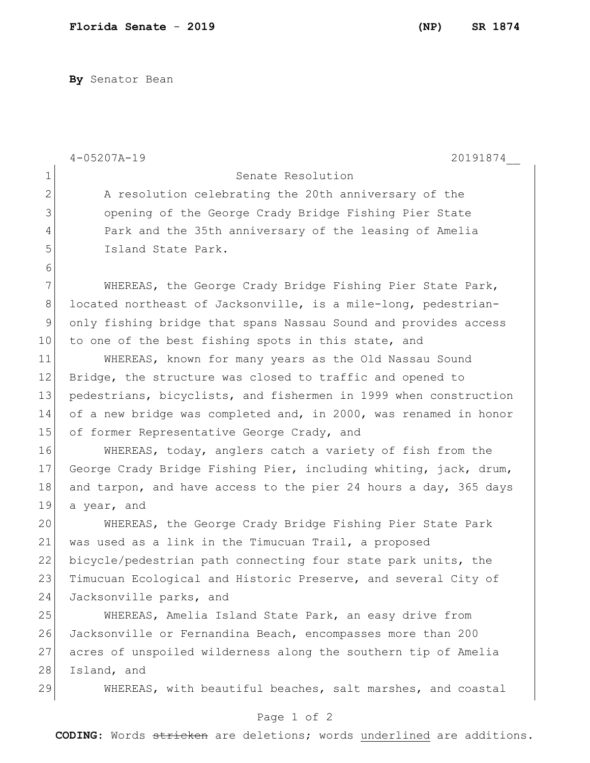**By** Senator Bean

4-05207A-19 20191874__

Senate Resolution

A resolution celebrating the 20th anniversary of the opening of the George Crady Bridge Fishing Pier State Park and the 35th anniversary of the leasing of Amelia Island State Park.

WHEREAS, the George Crady Bridge Fishing Pier State Park, located northeast of Jacksonville, is a mile-long, pedestrian-only fishing bridge that spans Nassau Sound and provides access to one of the best fishing spots in this state, and

WHEREAS, known for many years as the Old Nassau Sound Bridge, the structure was closed to traffic and opened to pedestrians, bicyclists, and fishermen in 1999 when construction of a new bridge was completed and, in 2000, was renamed in honor of former Representative George Crady, and

WHEREAS, today, anglers catch a variety of fish from the George Crady Bridge Fishing Pier, including whiting, jack, drum, and tarpon, and have access to the pier 24 hours a day, 365 days a year, and

WHEREAS, the George Crady Bridge Fishing Pier State Park was used as a link in the Timucuan Trail, a proposed bicycle/pedestrian path connecting four state park units, the Timucuan Ecological and Historic Preserve, and several City of Jacksonville parks, and

WHEREAS, Amelia Island State Park, an easy drive from Jacksonville or Fernandina Beach, encompasses more than 200 acres of unspoiled wilderness along the southern tip of Amelia Island, and

WHEREAS, with beautiful beaches, salt marshes, and coastal

**CODING:** Words ~~stricken~~ are deletions; words <u>underlined</u> are additions.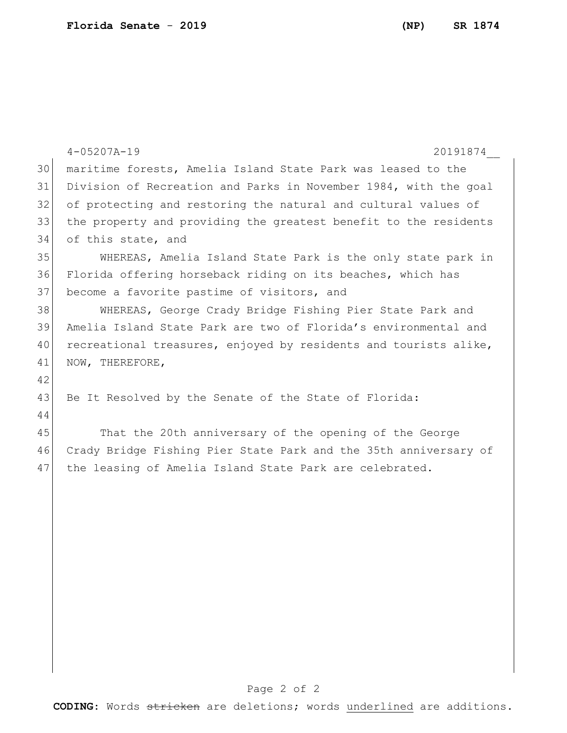maritime forests, Amelia Island State Park was leased to the Division of Recreation and Parks in November 1984, with the goal of protecting and restoring the natural and cultural values of the property and providing the greatest benefit to the residents of this state, and

WHEREAS, Amelia Island State Park is the only state park in Florida offering horseback riding on its beaches, which has become a favorite pastime of visitors, and

WHEREAS, George Crady Bridge Fishing Pier State Park and Amelia Island State Park are two of Florida's environmental and recreational treasures, enjoyed by residents and tourists alike, NOW, THEREFORE,

Be It Resolved by the Senate of the State of Florida:

That the 20th anniversary of the opening of the George Crady Bridge Fishing Pier State Park and the 35th anniversary of the leasing of Amelia Island State Park are celebrated.